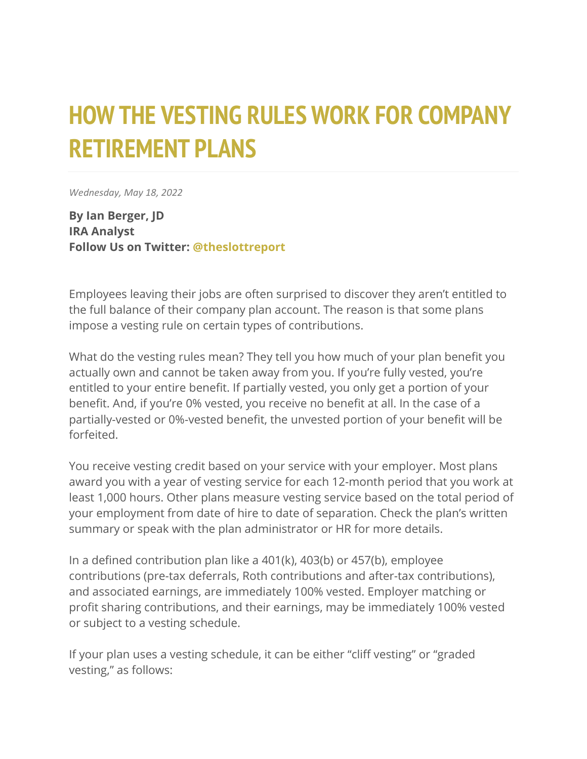# HOW THE VESTING RULES WORK FOR COMPANY RETIREMENT PLANS

*Wednesday, May 18, 2022*

**By Ian Berger, JD**
**IRA Analyst**
**Follow Us on Twitter: @theslottreport**

Employees leaving their jobs are often surprised to discover they aren't entitled to the full balance of their company plan account. The reason is that some plans impose a vesting rule on certain types of contributions.

What do the vesting rules mean? They tell you how much of your plan benefit you actually own and cannot be taken away from you. If you're fully vested, you're entitled to your entire benefit. If partially vested, you only get a portion of your benefit. And, if you're 0% vested, you receive no benefit at all. In the case of a partially-vested or 0%-vested benefit, the unvested portion of your benefit will be forfeited.

You receive vesting credit based on your service with your employer. Most plans award you with a year of vesting service for each 12-month period that you work at least 1,000 hours. Other plans measure vesting service based on the total period of your employment from date of hire to date of separation. Check the plan's written summary or speak with the plan administrator or HR for more details.

In a defined contribution plan like a 401(k), 403(b) or 457(b), employee contributions (pre-tax deferrals, Roth contributions and after-tax contributions), and associated earnings, are immediately 100% vested. Employer matching or profit sharing contributions, and their earnings, may be immediately 100% vested or subject to a vesting schedule.

If your plan uses a vesting schedule, it can be either "cliff vesting" or "graded vesting," as follows: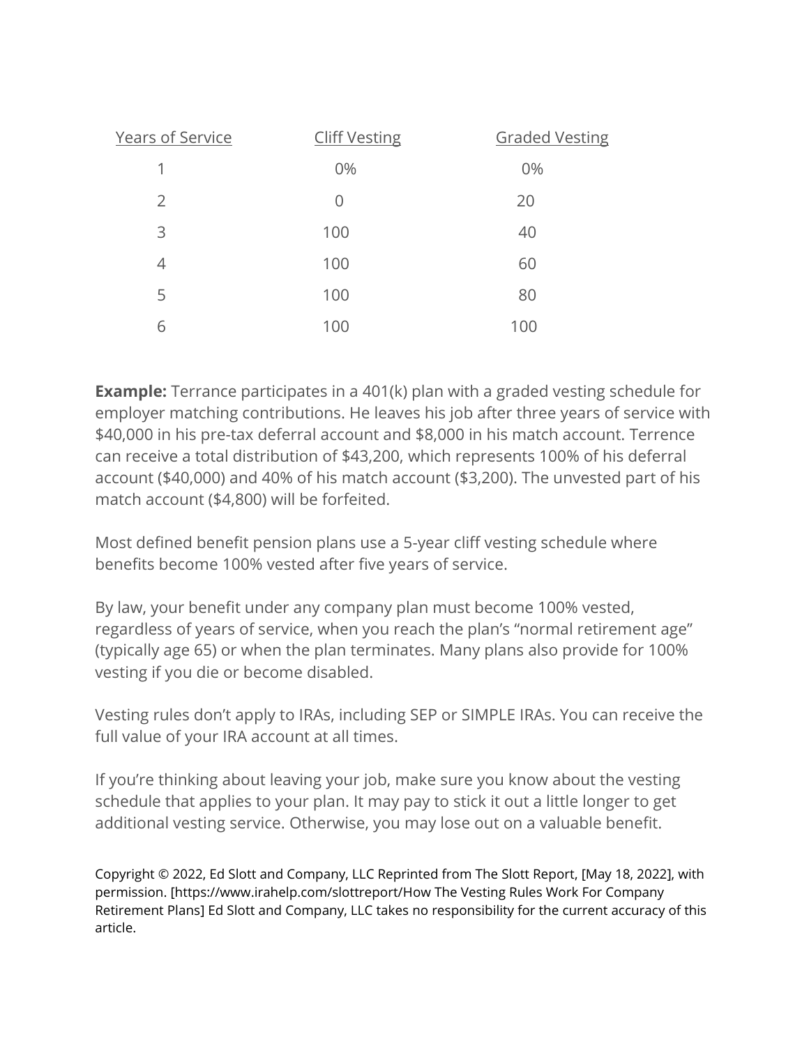| Years of Service | Cliff Vesting | Graded Vesting |
|---|---|---|
| 1 | 0% | 0% |
| 2 | 0 | 20 |
| 3 | 100 | 40 |
| 4 | 100 | 60 |
| 5 | 100 | 80 |
| 6 | 100 | 100 |

**Example:** Terrance participates in a 401(k) plan with a graded vesting schedule for employer matching contributions. He leaves his job after three years of service with $40,000 in his pre-tax deferral account and $8,000 in his match account. Terrence can receive a total distribution of $43,200, which represents 100% of his deferral account ($40,000) and 40% of his match account ($3,200). The unvested part of his match account ($4,800) will be forfeited.

Most defined benefit pension plans use a 5-year cliff vesting schedule where benefits become 100% vested after five years of service.

By law, your benefit under any company plan must become 100% vested, regardless of years of service, when you reach the plan's "normal retirement age" (typically age 65) or when the plan terminates. Many plans also provide for 100% vesting if you die or become disabled.

Vesting rules don't apply to IRAs, including SEP or SIMPLE IRAs. You can receive the full value of your IRA account at all times.

If you're thinking about leaving your job, make sure you know about the vesting schedule that applies to your plan. It may pay to stick it out a little longer to get additional vesting service. Otherwise, you may lose out on a valuable benefit.

Copyright © 2022, Ed Slott and Company, LLC Reprinted from The Slott Report, [May 18, 2022], with permission. [https://www.irahelp.com/slottreport/How The Vesting Rules Work For Company Retirement Plans] Ed Slott and Company, LLC takes no responsibility for the current accuracy of this article.